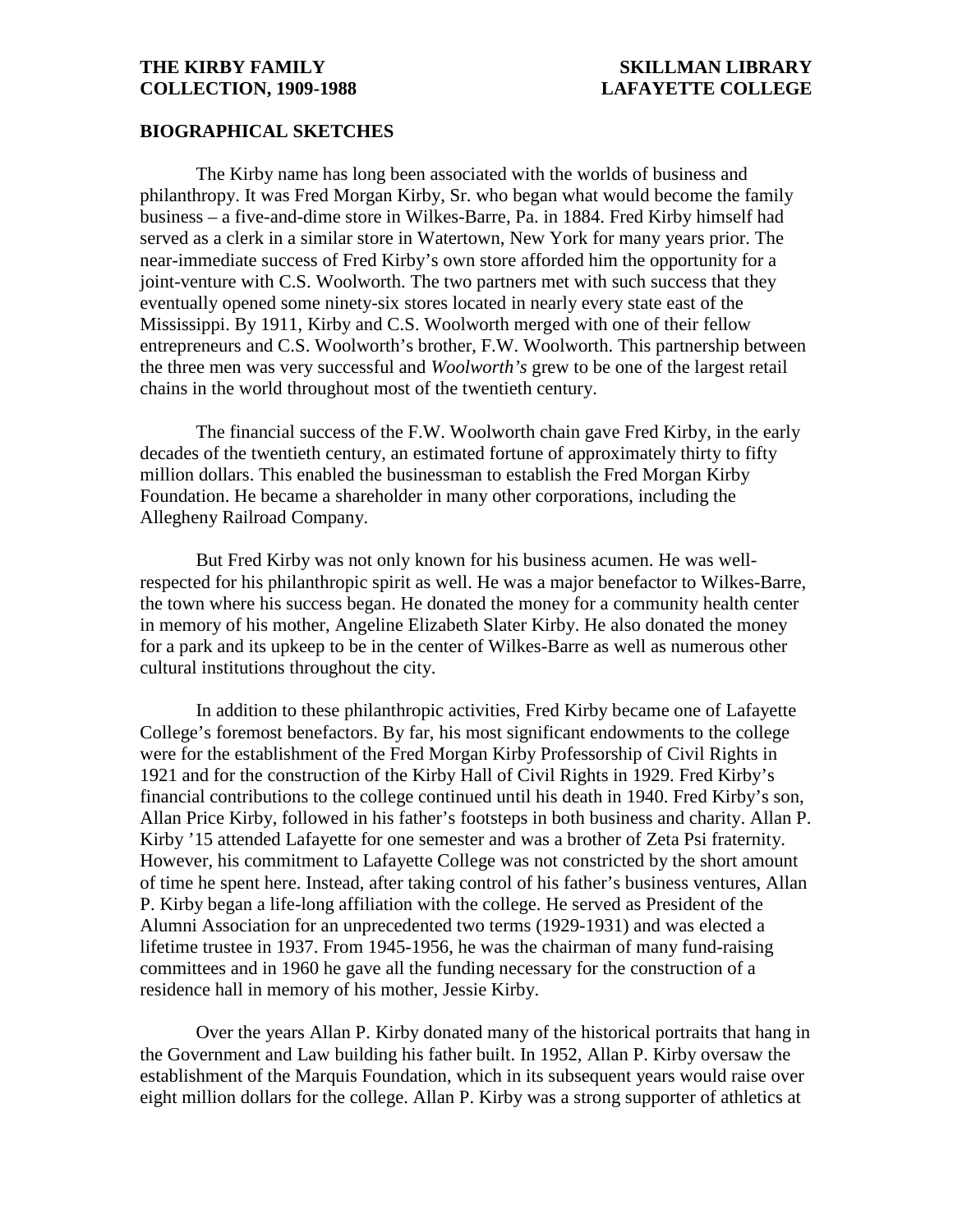**THE KIRBY FAMILY COLLECTION, 1909-1988**

**SKILLMAN LIBRARY LAFAYETTE COLLEGE**

## BIOGRAPHICAL SKETCHES

The Kirby name has long been associated with the worlds of business and philanthropy. It was Fred Morgan Kirby, Sr. who began what would become the family business – a five-and-dime store in Wilkes-Barre, Pa. in 1884. Fred Kirby himself had served as a clerk in a similar store in Watertown, New York for many years prior. The near-immediate success of Fred Kirby's own store afforded him the opportunity for a joint-venture with C.S. Woolworth. The two partners met with such success that they eventually opened some ninety-six stores located in nearly every state east of the Mississippi. By 1911, Kirby and C.S. Woolworth merged with one of their fellow entrepreneurs and C.S. Woolworth's brother, F.W. Woolworth. This partnership between the three men was very successful and *Woolworth's* grew to be one of the largest retail chains in the world throughout most of the twentieth century.

The financial success of the F.W. Woolworth chain gave Fred Kirby, in the early decades of the twentieth century, an estimated fortune of approximately thirty to fifty million dollars. This enabled the businessman to establish the Fred Morgan Kirby Foundation. He became a shareholder in many other corporations, including the Allegheny Railroad Company.

But Fred Kirby was not only known for his business acumen. He was well-respected for his philanthropic spirit as well. He was a major benefactor to Wilkes-Barre, the town where his success began. He donated the money for a community health center in memory of his mother, Angeline Elizabeth Slater Kirby. He also donated the money for a park and its upkeep to be in the center of Wilkes-Barre as well as numerous other cultural institutions throughout the city.

In addition to these philanthropic activities, Fred Kirby became one of Lafayette College's foremost benefactors. By far, his most significant endowments to the college were for the establishment of the Fred Morgan Kirby Professorship of Civil Rights in 1921 and for the construction of the Kirby Hall of Civil Rights in 1929. Fred Kirby's financial contributions to the college continued until his death in 1940. Fred Kirby's son, Allan Price Kirby, followed in his father's footsteps in both business and charity. Allan P. Kirby '15 attended Lafayette for one semester and was a brother of Zeta Psi fraternity. However, his commitment to Lafayette College was not constricted by the short amount of time he spent here. Instead, after taking control of his father's business ventures, Allan P. Kirby began a life-long affiliation with the college. He served as President of the Alumni Association for an unprecedented two terms (1929-1931) and was elected a lifetime trustee in 1937. From 1945-1956, he was the chairman of many fund-raising committees and in 1960 he gave all the funding necessary for the construction of a residence hall in memory of his mother, Jessie Kirby.

Over the years Allan P. Kirby donated many of the historical portraits that hang in the Government and Law building his father built. In 1952, Allan P. Kirby oversaw the establishment of the Marquis Foundation, which in its subsequent years would raise over eight million dollars for the college. Allan P. Kirby was a strong supporter of athletics at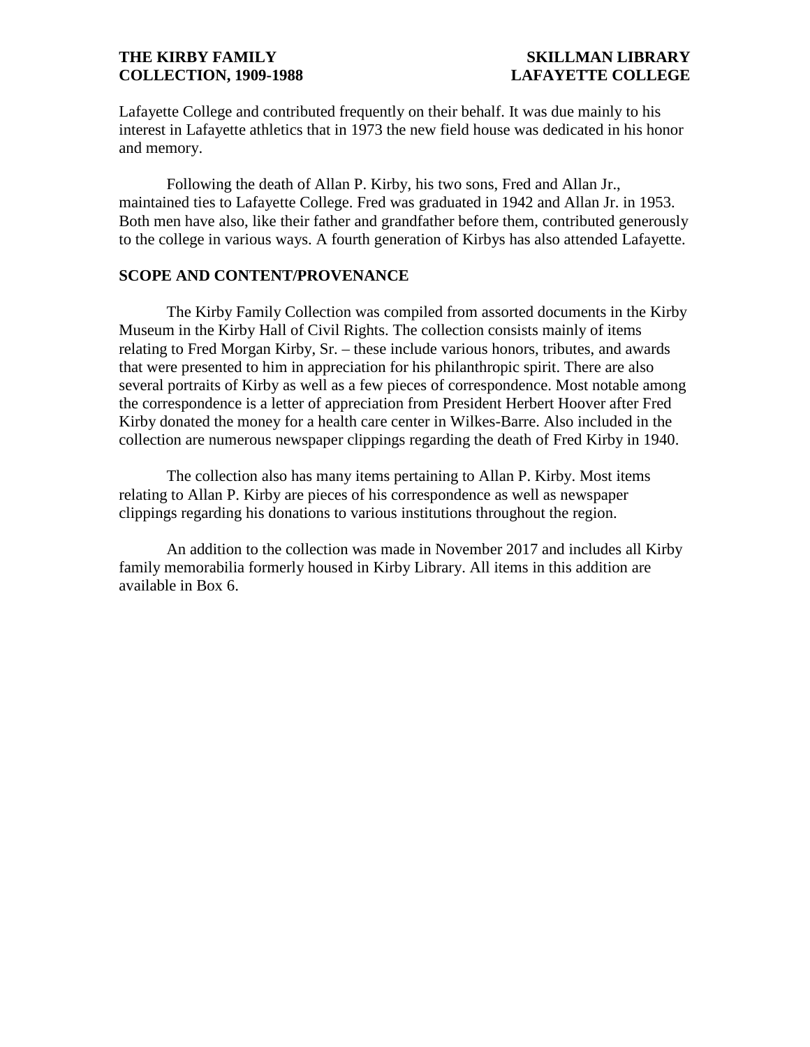Lafayette College and contributed frequently on their behalf. It was due mainly to his interest in Lafayette athletics that in 1973 the new field house was dedicated in his honor and memory.

Following the death of Allan P. Kirby, his two sons, Fred and Allan Jr., maintained ties to Lafayette College. Fred was graduated in 1942 and Allan Jr. in 1953. Both men have also, like their father and grandfather before them, contributed generously to the college in various ways. A fourth generation of Kirbys has also attended Lafayette.

## SCOPE AND CONTENT/PROVENANCE

The Kirby Family Collection was compiled from assorted documents in the Kirby Museum in the Kirby Hall of Civil Rights. The collection consists mainly of items relating to Fred Morgan Kirby, Sr. – these include various honors, tributes, and awards that were presented to him in appreciation for his philanthropic spirit. There are also several portraits of Kirby as well as a few pieces of correspondence. Most notable among the correspondence is a letter of appreciation from President Herbert Hoover after Fred Kirby donated the money for a health care center in Wilkes-Barre. Also included in the collection are numerous newspaper clippings regarding the death of Fred Kirby in 1940.

The collection also has many items pertaining to Allan P. Kirby. Most items relating to Allan P. Kirby are pieces of his correspondence as well as newspaper clippings regarding his donations to various institutions throughout the region.

An addition to the collection was made in November 2017 and includes all Kirby family memorabilia formerly housed in Kirby Library. All items in this addition are available in Box 6.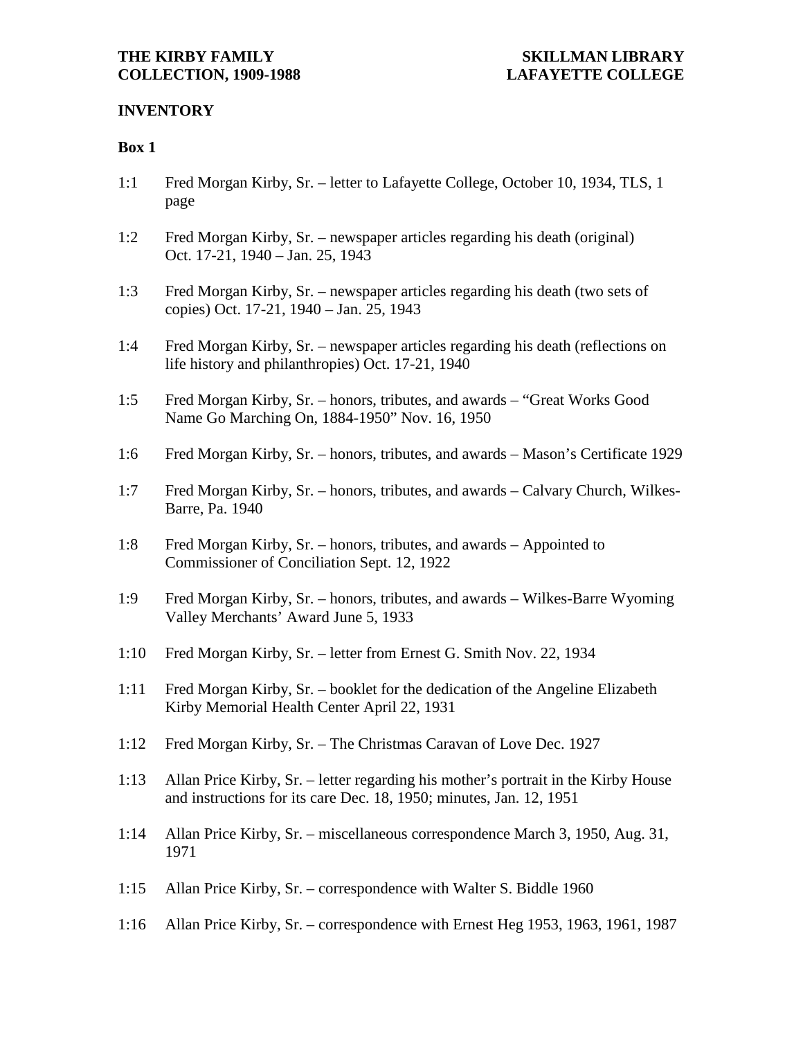**THE KIRBY FAMILY COLLECTION, 1909-1988**

**SKILLMAN LIBRARY LAFAYETTE COLLEGE**

## INVENTORY

### Box 1

1:1 Fred Morgan Kirby, Sr. – letter to Lafayette College, October 10, 1934, TLS, 1 page

1:2 Fred Morgan Kirby, Sr. – newspaper articles regarding his death (original) Oct. 17-21, 1940 – Jan. 25, 1943

1:3 Fred Morgan Kirby, Sr. – newspaper articles regarding his death (two sets of copies) Oct. 17-21, 1940 – Jan. 25, 1943

1:4 Fred Morgan Kirby, Sr. – newspaper articles regarding his death (reflections on life history and philanthropies) Oct. 17-21, 1940

1:5 Fred Morgan Kirby, Sr. – honors, tributes, and awards – "Great Works Good Name Go Marching On, 1884-1950" Nov. 16, 1950

1:6 Fred Morgan Kirby, Sr. – honors, tributes, and awards – Mason's Certificate 1929

1:7 Fred Morgan Kirby, Sr. – honors, tributes, and awards – Calvary Church, Wilkes-Barre, Pa. 1940

1:8 Fred Morgan Kirby, Sr. – honors, tributes, and awards – Appointed to Commissioner of Conciliation Sept. 12, 1922

1:9 Fred Morgan Kirby, Sr. – honors, tributes, and awards – Wilkes-Barre Wyoming Valley Merchants' Award June 5, 1933

1:10 Fred Morgan Kirby, Sr. – letter from Ernest G. Smith Nov. 22, 1934

1:11 Fred Morgan Kirby, Sr. – booklet for the dedication of the Angeline Elizabeth Kirby Memorial Health Center April 22, 1931

1:12 Fred Morgan Kirby, Sr. – The Christmas Caravan of Love Dec. 1927

1:13 Allan Price Kirby, Sr. – letter regarding his mother's portrait in the Kirby House and instructions for its care Dec. 18, 1950; minutes, Jan. 12, 1951

1:14 Allan Price Kirby, Sr. – miscellaneous correspondence March 3, 1950, Aug. 31, 1971

1:15 Allan Price Kirby, Sr. – correspondence with Walter S. Biddle 1960

1:16 Allan Price Kirby, Sr. – correspondence with Ernest Heg 1953, 1963, 1961, 1987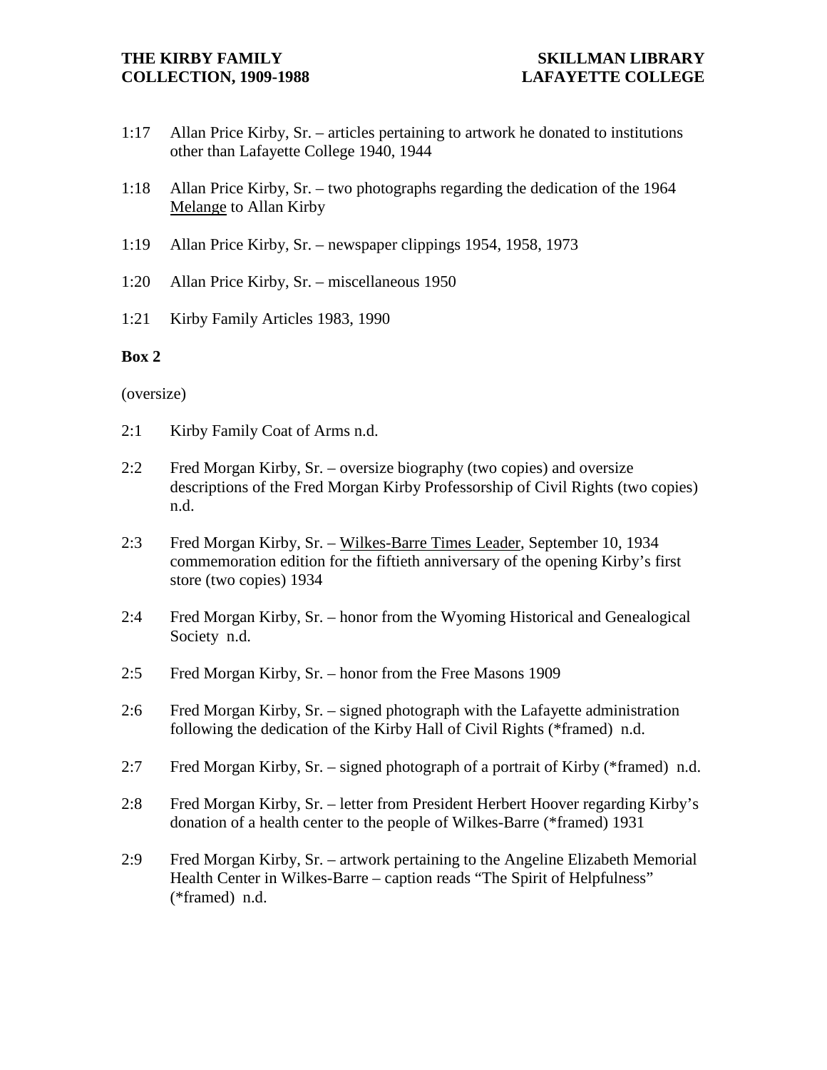1:17 Allan Price Kirby, Sr. – articles pertaining to artwork he donated to institutions other than Lafayette College 1940, 1944

1:18 Allan Price Kirby, Sr. – two photographs regarding the dedication of the 1964 Melange to Allan Kirby

1:19 Allan Price Kirby, Sr. – newspaper clippings 1954, 1958, 1973

1:20 Allan Price Kirby, Sr. – miscellaneous 1950

1:21 Kirby Family Articles 1983, 1990

**Box 2**

(oversize)

2:1 Kirby Family Coat of Arms n.d.

2:2 Fred Morgan Kirby, Sr. – oversize biography (two copies) and oversize descriptions of the Fred Morgan Kirby Professorship of Civil Rights (two copies) n.d.

2:3 Fred Morgan Kirby, Sr. – Wilkes-Barre Times Leader, September 10, 1934 commemoration edition for the fiftieth anniversary of the opening Kirby's first store (two copies) 1934

2:4 Fred Morgan Kirby, Sr. – honor from the Wyoming Historical and Genealogical Society n.d.

2:5 Fred Morgan Kirby, Sr. – honor from the Free Masons 1909

2:6 Fred Morgan Kirby, Sr. – signed photograph with the Lafayette administration following the dedication of the Kirby Hall of Civil Rights (*framed) n.d.

2:7 Fred Morgan Kirby, Sr. – signed photograph of a portrait of Kirby (*framed) n.d.

2:8 Fred Morgan Kirby, Sr. – letter from President Herbert Hoover regarding Kirby's donation of a health center to the people of Wilkes-Barre (*framed) 1931

2:9 Fred Morgan Kirby, Sr. – artwork pertaining to the Angeline Elizabeth Memorial Health Center in Wilkes-Barre – caption reads "The Spirit of Helpfulness" (*framed) n.d.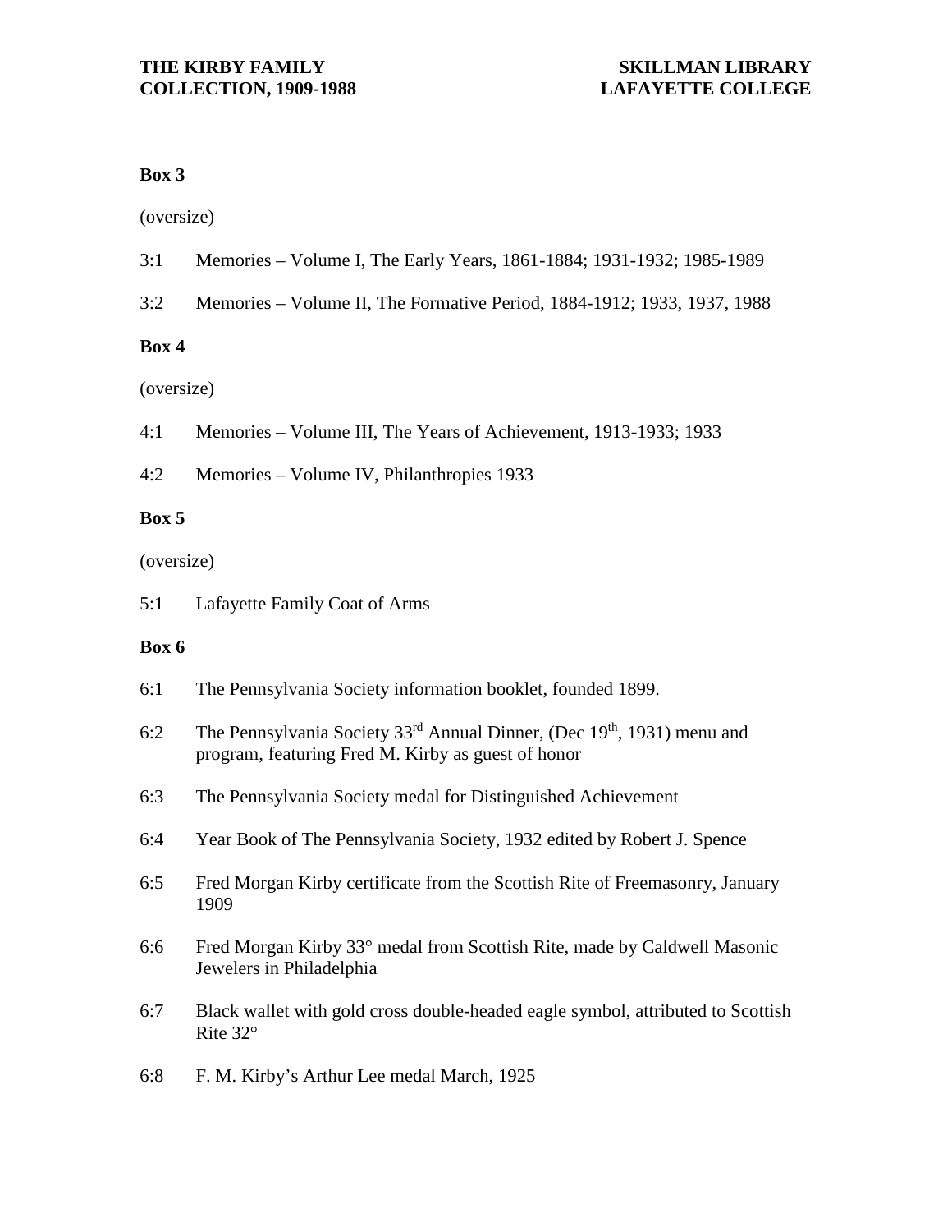**Box 3**

(oversize)

3:1 Memories – Volume I, The Early Years, 1861-1884; 1931-1932; 1985-1989

3:2 Memories – Volume II, The Formative Period, 1884-1912; 1933, 1937, 1988

**Box 4**

(oversize)

4:1 Memories – Volume III, The Years of Achievement, 1913-1933; 1933

4:2 Memories – Volume IV, Philanthropies 1933

**Box 5**

(oversize)

5:1 Lafayette Family Coat of Arms

**Box 6**

6:1 The Pennsylvania Society information booklet, founded 1899.

6:2 The Pennsylvania Society 33rd Annual Dinner, (Dec 19th, 1931) menu and program, featuring Fred M. Kirby as guest of honor

6:3 The Pennsylvania Society medal for Distinguished Achievement

6:4 Year Book of The Pennsylvania Society, 1932 edited by Robert J. Spence

6:5 Fred Morgan Kirby certificate from the Scottish Rite of Freemasonry, January 1909

6:6 Fred Morgan Kirby 33° medal from Scottish Rite, made by Caldwell Masonic Jewelers in Philadelphia

6:7 Black wallet with gold cross double-headed eagle symbol, attributed to Scottish Rite 32°

6:8 F. M. Kirby's Arthur Lee medal March, 1925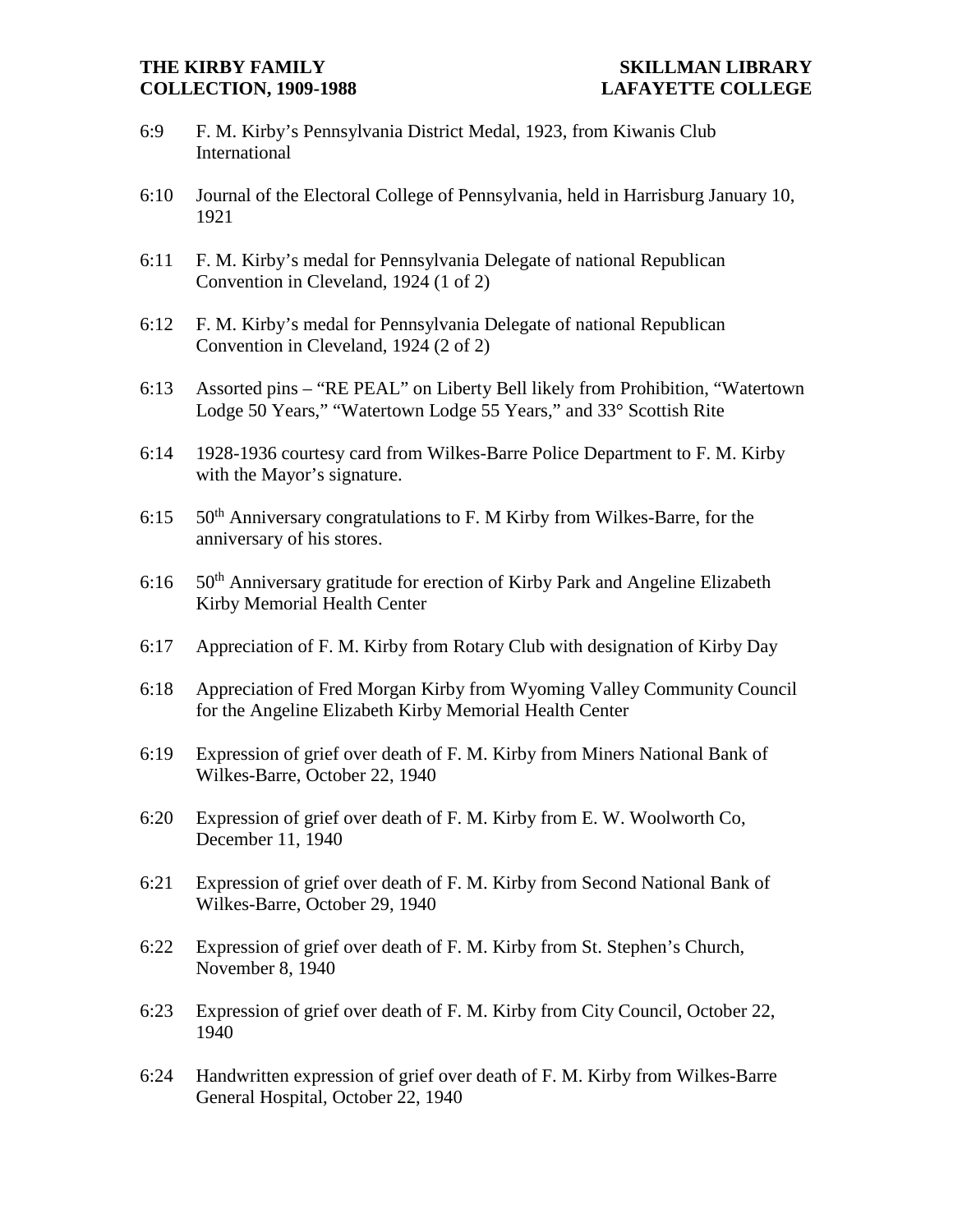6:9 F. M. Kirby's Pennsylvania District Medal, 1923, from Kiwanis Club International

6:10 Journal of the Electoral College of Pennsylvania, held in Harrisburg January 10, 1921

6:11 F. M. Kirby's medal for Pennsylvania Delegate of national Republican Convention in Cleveland, 1924 (1 of 2)

6:12 F. M. Kirby's medal for Pennsylvania Delegate of national Republican Convention in Cleveland, 1924 (2 of 2)

6:13 Assorted pins – "RE PEAL" on Liberty Bell likely from Prohibition, "Watertown Lodge 50 Years," "Watertown Lodge 55 Years," and 33° Scottish Rite

6:14 1928-1936 courtesy card from Wilkes-Barre Police Department to F. M. Kirby with the Mayor's signature.

6:15 50th Anniversary congratulations to F. M Kirby from Wilkes-Barre, for the anniversary of his stores.

6:16 50th Anniversary gratitude for erection of Kirby Park and Angeline Elizabeth Kirby Memorial Health Center

6:17 Appreciation of F. M. Kirby from Rotary Club with designation of Kirby Day

6:18 Appreciation of Fred Morgan Kirby from Wyoming Valley Community Council for the Angeline Elizabeth Kirby Memorial Health Center

6:19 Expression of grief over death of F. M. Kirby from Miners National Bank of Wilkes-Barre, October 22, 1940

6:20 Expression of grief over death of F. M. Kirby from E. W. Woolworth Co, December 11, 1940

6:21 Expression of grief over death of F. M. Kirby from Second National Bank of Wilkes-Barre, October 29, 1940

6:22 Expression of grief over death of F. M. Kirby from St. Stephen's Church, November 8, 1940

6:23 Expression of grief over death of F. M. Kirby from City Council, October 22, 1940

6:24 Handwritten expression of grief over death of F. M. Kirby from Wilkes-Barre General Hospital, October 22, 1940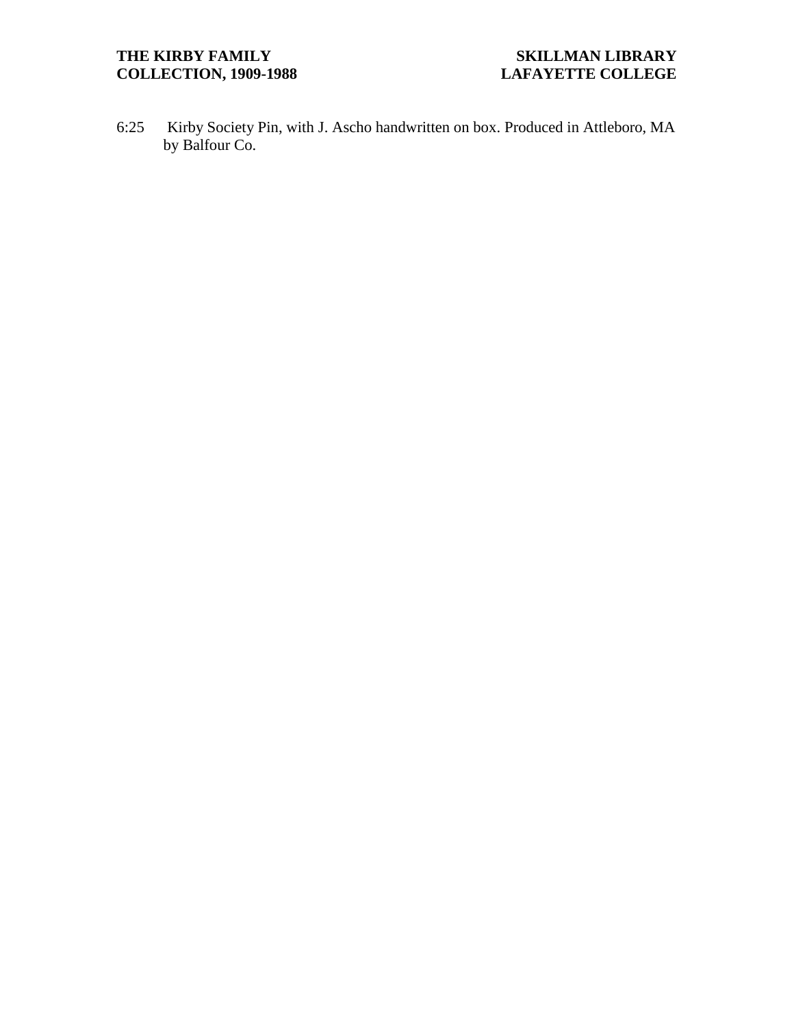6:25 Kirby Society Pin, with J. Ascho handwritten on box. Produced in Attleboro, MA by Balfour Co.